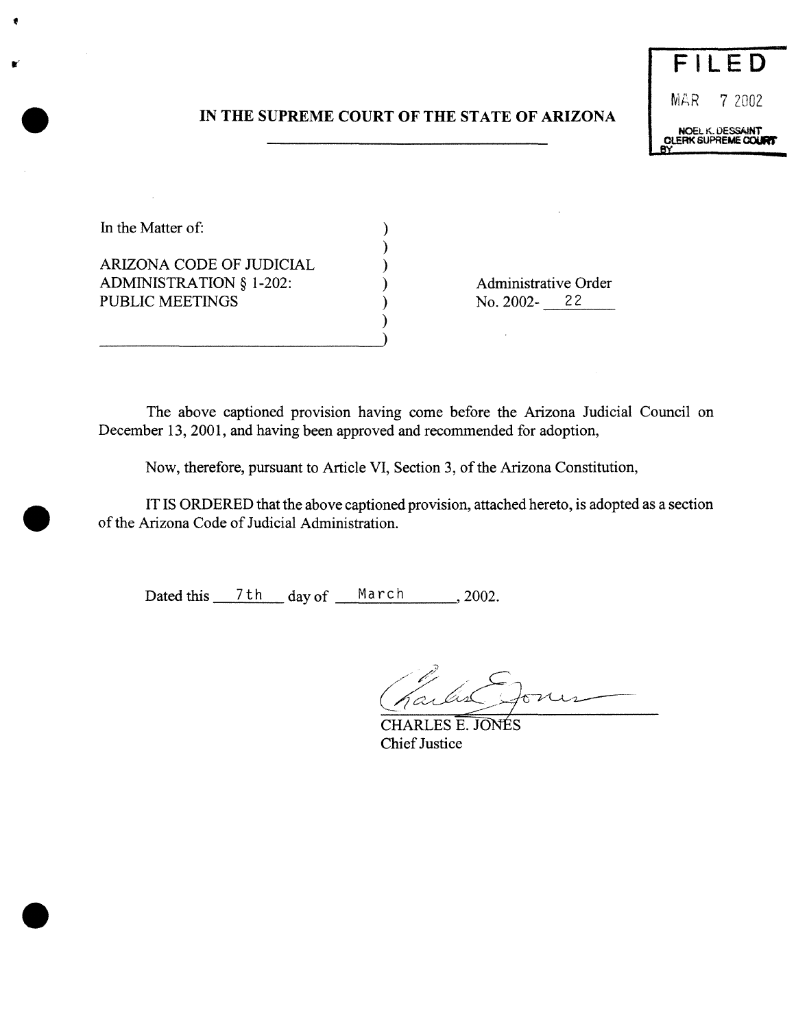**FILED**

MAR 7 2002

NOEL K. DESSAINT
CLERK SUPREME COURT
BY

# IN THE SUPREME COURT OF THE STATE OF ARIZONA

In the Matter of:

ARIZONA CODE OF JUDICIAL ADMINISTRATION § 1-202: PUBLIC MEETINGS

Administrative Order No. 2002- 22

The above captioned provision having come before the Arizona Judicial Council on December 13, 2001, and having been approved and recommended for adoption,

Now, therefore, pursuant to Article VI, Section 3, of the Arizona Constitution,

IT IS ORDERED that the above captioned provision, attached hereto, is adopted as a section of the Arizona Code of Judicial Administration.

Dated this 7th day of March, 2002.

CHARLES E. JONES
Chief Justice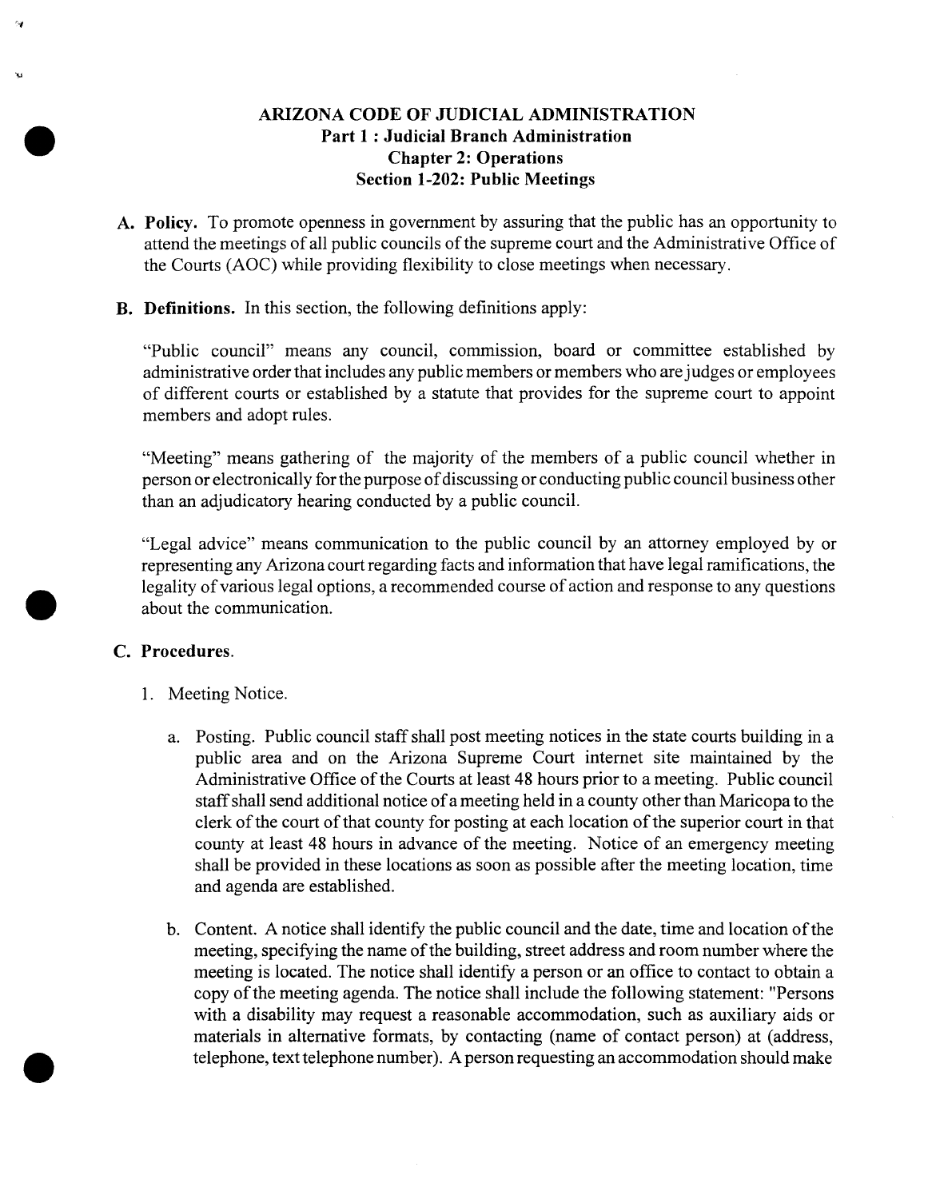# ARIZONA CODE OF JUDICIAL ADMINISTRATION
## Part 1 : Judicial Branch Administration
## Chapter 2: Operations
## Section 1-202: Public Meetings

**A. Policy.** To promote openness in government by assuring that the public has an opportunity to attend the meetings of all public councils of the supreme court and the Administrative Office of the Courts (AOC) while providing flexibility to close meetings when necessary.

**B. Definitions.** In this section, the following definitions apply:

"Public council" means any council, commission, board or committee established by administrative order that includes any public members or members who are judges or employees of different courts or established by a statute that provides for the supreme court to appoint members and adopt rules.

"Meeting" means gathering of the majority of the members of a public council whether in person or electronically for the purpose of discussing or conducting public council business other than an adjudicatory hearing conducted by a public council.

"Legal advice" means communication to the public council by an attorney employed by or representing any Arizona court regarding facts and information that have legal ramifications, the legality of various legal options, a recommended course of action and response to any questions about the communication.

**C. Procedures.**

1. Meeting Notice.

   a. Posting. Public council staff shall post meeting notices in the state courts building in a public area and on the Arizona Supreme Court internet site maintained by the Administrative Office of the Courts at least 48 hours prior to a meeting. Public council staff shall send additional notice of a meeting held in a county other than Maricopa to the clerk of the court of that county for posting at each location of the superior court in that county at least 48 hours in advance of the meeting. Notice of an emergency meeting shall be provided in these locations as soon as possible after the meeting location, time and agenda are established.

   b. Content. A notice shall identify the public council and the date, time and location of the meeting, specifying the name of the building, street address and room number where the meeting is located. The notice shall identify a person or an office to contact to obtain a copy of the meeting agenda. The notice shall include the following statement: "Persons with a disability may request a reasonable accommodation, such as auxiliary aids or materials in alternative formats, by contacting (name of contact person) at (address, telephone, text telephone number). A person requesting an accommodation should make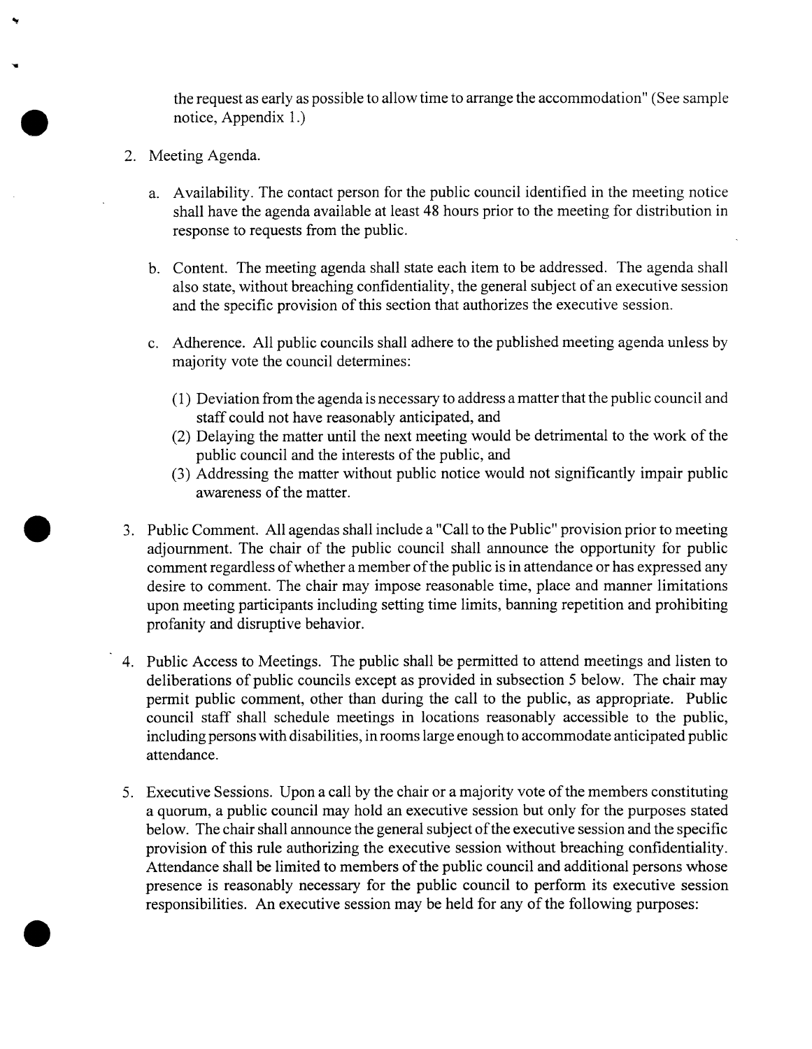the request as early as possible to allow time to arrange the accommodation" (See sample notice, Appendix 1.)

2. Meeting Agenda.

   a. Availability. The contact person for the public council identified in the meeting notice shall have the agenda available at least 48 hours prior to the meeting for distribution in response to requests from the public.

   b. Content. The meeting agenda shall state each item to be addressed. The agenda shall also state, without breaching confidentiality, the general subject of an executive session and the specific provision of this section that authorizes the executive session.

   c. Adherence. All public councils shall adhere to the published meeting agenda unless by majority vote the council determines:

      (1) Deviation from the agenda is necessary to address a matter that the public council and staff could not have reasonably anticipated, and
      (2) Delaying the matter until the next meeting would be detrimental to the work of the public council and the interests of the public, and
      (3) Addressing the matter without public notice would not significantly impair public awareness of the matter.

3. Public Comment. All agendas shall include a "Call to the Public" provision prior to meeting adjournment. The chair of the public council shall announce the opportunity for public comment regardless of whether a member of the public is in attendance or has expressed any desire to comment. The chair may impose reasonable time, place and manner limitations upon meeting participants including setting time limits, banning repetition and prohibiting profanity and disruptive behavior.

4. Public Access to Meetings. The public shall be permitted to attend meetings and listen to deliberations of public councils except as provided in subsection 5 below. The chair may permit public comment, other than during the call to the public, as appropriate. Public council staff shall schedule meetings in locations reasonably accessible to the public, including persons with disabilities, in rooms large enough to accommodate anticipated public attendance.

5. Executive Sessions. Upon a call by the chair or a majority vote of the members constituting a quorum, a public council may hold an executive session but only for the purposes stated below. The chair shall announce the general subject of the executive session and the specific provision of this rule authorizing the executive session without breaching confidentiality. Attendance shall be limited to members of the public council and additional persons whose presence is reasonably necessary for the public council to perform its executive session responsibilities. An executive session may be held for any of the following purposes: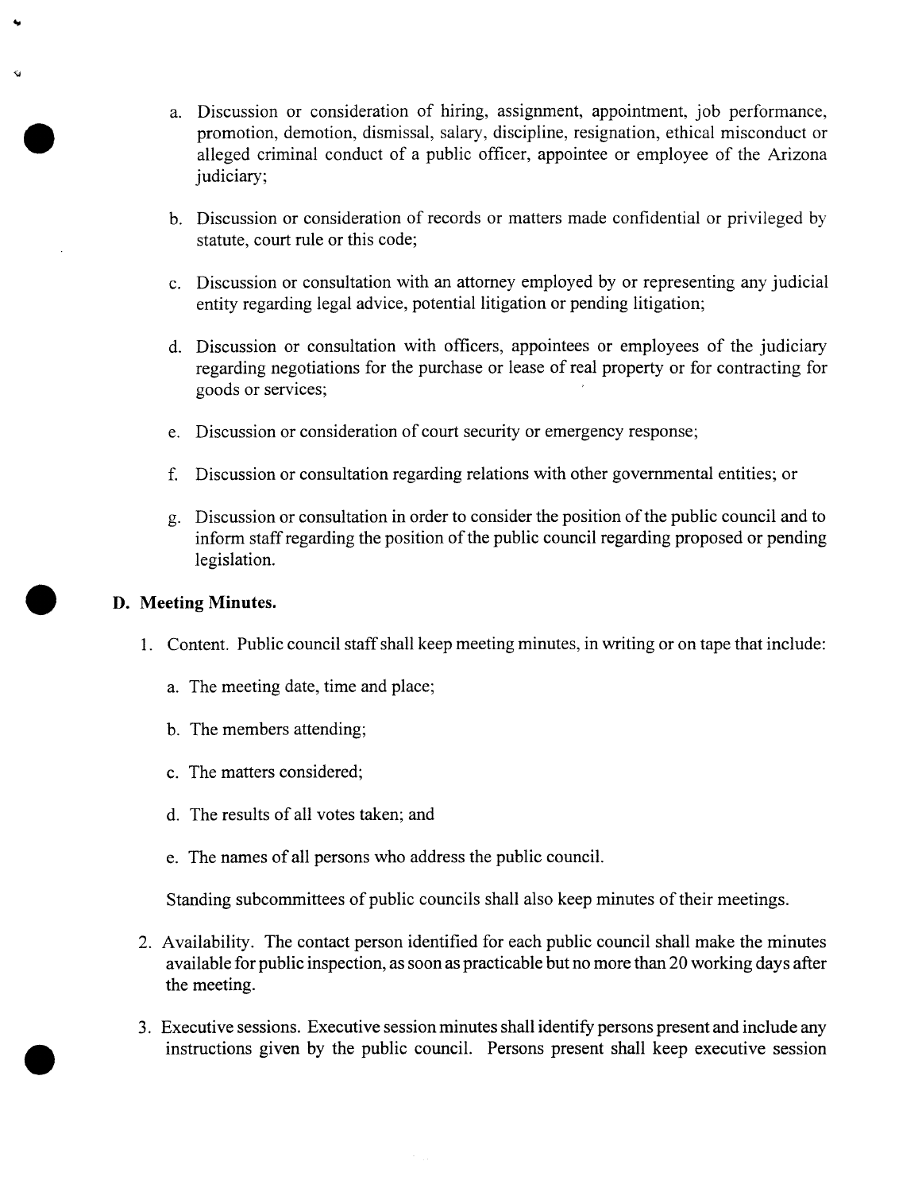a. Discussion or consideration of hiring, assignment, appointment, job performance, promotion, demotion, dismissal, salary, discipline, resignation, ethical misconduct or alleged criminal conduct of a public officer, appointee or employee of the Arizona judiciary;

b. Discussion or consideration of records or matters made confidential or privileged by statute, court rule or this code;

c. Discussion or consultation with an attorney employed by or representing any judicial entity regarding legal advice, potential litigation or pending litigation;

d. Discussion or consultation with officers, appointees or employees of the judiciary regarding negotiations for the purchase or lease of real property or for contracting for goods or services;

e. Discussion or consideration of court security or emergency response;

f. Discussion or consultation regarding relations with other governmental entities; or

g. Discussion or consultation in order to consider the position of the public council and to inform staff regarding the position of the public council regarding proposed or pending legislation.

**D. Meeting Minutes.**

1. Content. Public council staff shall keep meeting minutes, in writing or on tape that include:

   a. The meeting date, time and place;

   b. The members attending;

   c. The matters considered;

   d. The results of all votes taken; and

   e. The names of all persons who address the public council.

   Standing subcommittees of public councils shall also keep minutes of their meetings.

2. Availability. The contact person identified for each public council shall make the minutes available for public inspection, as soon as practicable but no more than 20 working days after the meeting.

3. Executive sessions. Executive session minutes shall identify persons present and include any instructions given by the public council. Persons present shall keep executive session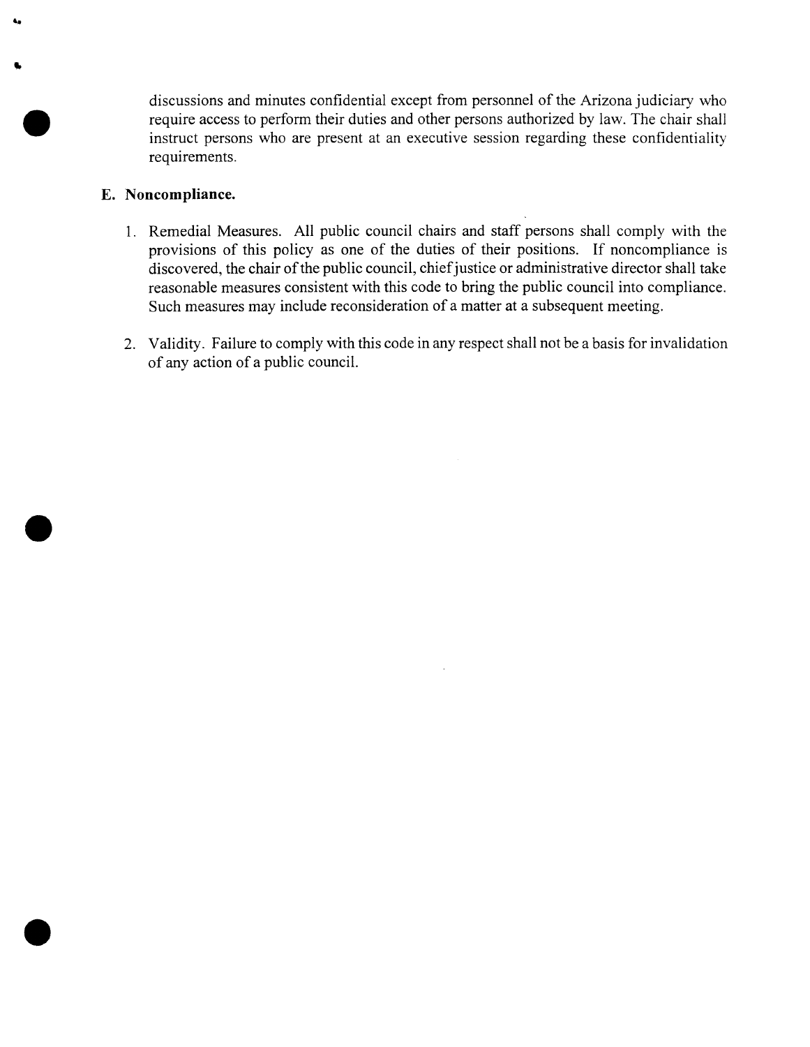discussions and minutes confidential except from personnel of the Arizona judiciary who require access to perform their duties and other persons authorized by law. The chair shall instruct persons who are present at an executive session regarding these confidentiality requirements.

**E. Noncompliance.**

1. Remedial Measures. All public council chairs and staff persons shall comply with the provisions of this policy as one of the duties of their positions. If noncompliance is discovered, the chair of the public council, chief justice or administrative director shall take reasonable measures consistent with this code to bring the public council into compliance. Such measures may include reconsideration of a matter at a subsequent meeting.

2. Validity. Failure to comply with this code in any respect shall not be a basis for invalidation of any action of a public council.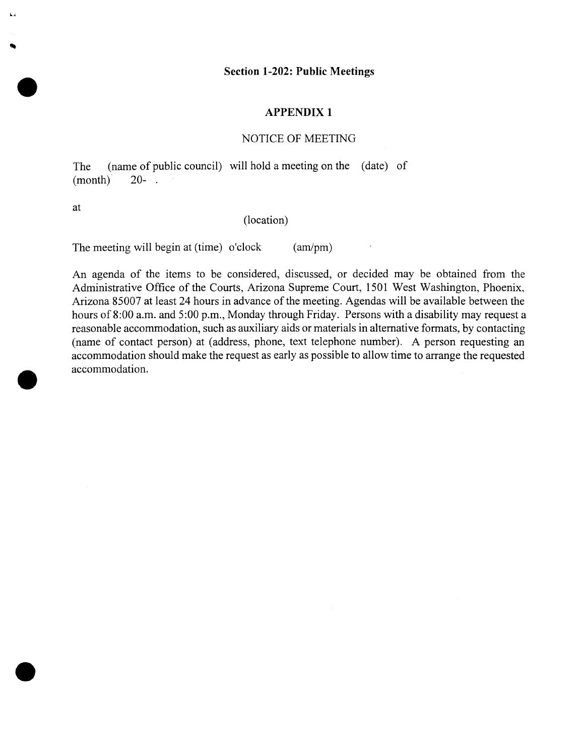## Section 1-202: Public Meetings

### APPENDIX 1

NOTICE OF MEETING

The (name of public council) will hold a meeting on the (date) of (month) 20- .

at

(location)

The meeting will begin at (time) o'clock (am/pm)

An agenda of the items to be considered, discussed, or decided may be obtained from the Administrative Office of the Courts, Arizona Supreme Court, 1501 West Washington, Phoenix, Arizona 85007 at least 24 hours in advance of the meeting. Agendas will be available between the hours of 8:00 a.m. and 5:00 p.m., Monday through Friday. Persons with a disability may request a reasonable accommodation, such as auxiliary aids or materials in alternative formats, by contacting (name of contact person) at (address, phone, text telephone number). A person requesting an accommodation should make the request as early as possible to allow time to arrange the requested accommodation.